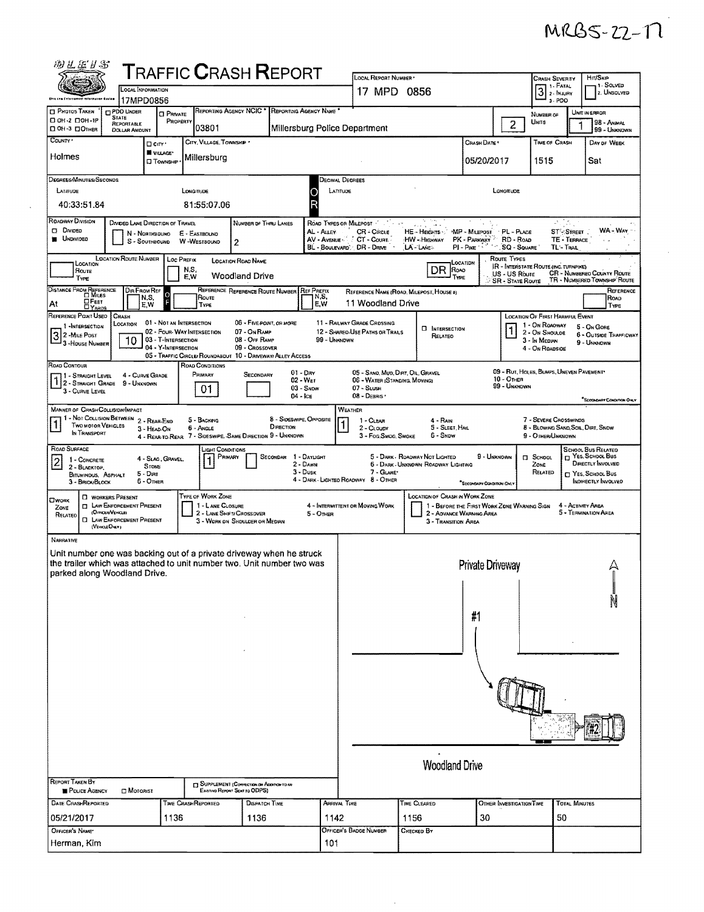MRBS-22-17

# TRAFFIC CRASH REPORT

| Field | Value |
|---|---|
| Local Information | 17MPD0856 |
| Local Report Number | 17 MPD 0856 |
| Crash Severity | 3 (1 - Fatal, 2 - Injury, 3 - PDO) |
| Hit/Skip | (1 - Solved, 2 - Unsolved) |
| Photos Taken | ☐ OH-2 ☐ OH-1P ☐ OH-3 ☐ Other |
| PDO Under State Reportable Dollar Amount | ☐ |
| Private Property | ☐ |
| Reporting Agency NCIC | 03801 |
| Reporting Agency Name | Millersburg Police Department |
| Number of Units | 2 |
| Unit in Error | 1 (98 - Animal, 99 - Unknown) |
| County | Holmes |
| City/Village/Township | ■ Village - Millersburg |
| Crash Date | 05/20/2017 |
| Time of Crash | 1515 |
| Day of Week | Sat |

## Degrees/Minutes/Seconds

| Latitude | Longitude |
|---|---|
| 40:33:51.84 | 81:55:07.06 |

## Roadway

| Field | Value |
|---|---|
| Roadway Division | ■ Undivided |
| Divided Lane Direction of Travel | N - Northbound, S - Southbound, E - Eastbound, W - Westbound |
| Number of Thru Lanes | 2 |
| Location Road Name | Woodland Drive |
| Location Road Type | DR |
| Distance From Reference | At |
| Reference Name (Road, Milepost, House #) | 11 Woodland Drive |
| Reference Point Used | 3 - House Number |
| Crash Location | 10 |
| Location of First Harmful Event | 1 - On Roadway |
| Road Contour | 1 - Straight Level |
| Road Conditions (Primary) | 01 - Dry |
| Manner of Crash Collision/Impact | 1 - Not Collision Between Two Motor Vehicles in Transport |
| Weather | 1 - Clear |
| Road Surface | 2 - Blacktop, Bituminous, Asphalt |
| Light Conditions (Primary) | 1 - Daylight |

## Narrative

Unit number one was backing out of a private driveway when he struck the trailer which was attached to unit number two. Unit number two was parked along Woodland Drive.

Diagram labels: Private Driveway; #1; #2; Woodland Drive; N

## Report Details

| Field | Value |
|---|---|
| Report Taken By | ■ Police Agency |
| Date Crash Reported | 05/21/2017 |
| Time Crash Reported | 1136 |
| Dispatch Time | 1136 |
| Arrival Time | 1142 |
| Time Cleared | 1156 |
| Other Investigation Time | 30 |
| Total Minutes | 50 |
| Officer's Name | Herman, Kim |
| Officer's Badge Number | 101 |
| Checked By | |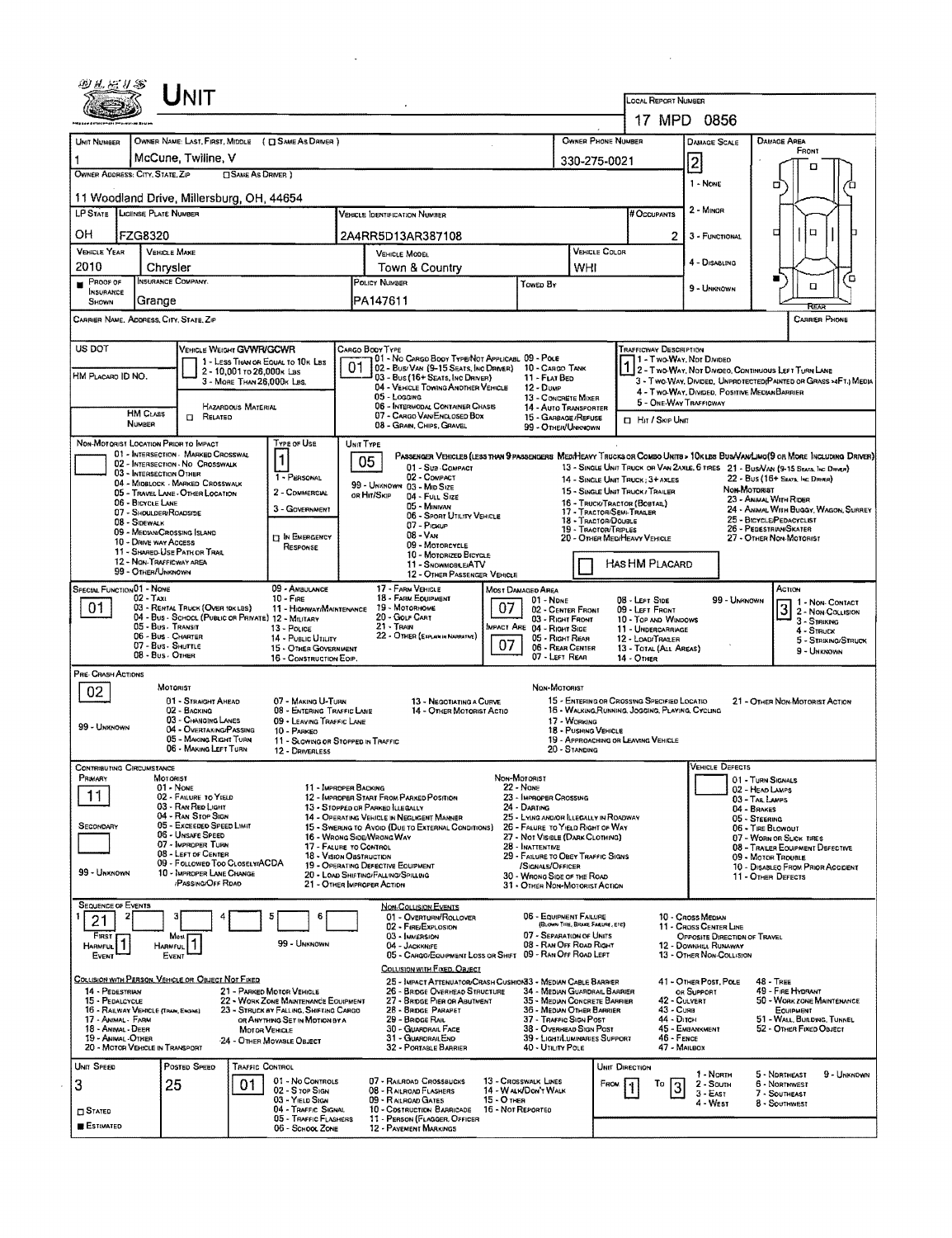# Unit

**Local Report Number:** 17 MPD 0856

| Unit Number | Owner Name: Last, First, Middle ( ☐ Same As Driver ) | Owner Phone Number | Damage Scale | Damage Area |
|---|---|---|---|---|
| 1 | McCune, Twiline, V | 330-275-0021 | 2 | Front / Rear |

**Owner Address: City, State, Zip** ( ☐ Same As Driver ): 11 Woodland Drive, Millersburg, OH, 44654

Damage Scale: 1 - None; 2 - Minor; 3 - Functional; 4 - Disabling; 9 - Unknown

| LP State | License Plate Number | Vehicle Identification Number | # Occupants |
|---|---|---|---|
| OH | FZG8320 | 2A4RR5D13AR387108 | 2 |

| Vehicle Year | Vehicle Make | Vehicle Model | Vehicle Color |
|---|---|---|---|
| 2010 | Chrysler | Town & Country | WHI |

| Proof of Insurance Shown | Insurance Company | Policy Number | Towed By |
|---|---|---|---|
| ■ | Grange | PA147611 | |

**Carrier Name, Address, City, State, Zip:**

**Carrier Phone:**

**US DOT:**

**HM Placard ID No.:**

**HM Class Number:**

**Vehicle Weight GVWR/GCWR:** 1 - Less Than or Equal to 10k Lbs; 2 - 10,001 to 26,000k Lbs; 3 - More Than 26,000k Lbs.

☐ Hazardous Material Related

**Cargo Body Type:** 01
01 - No Cargo Body Type/Not Applicabl; 02 - Bus/Van (9-15 Seats, Inc Driver); 03 - Bus (16+ Seats, Inc Driver); 04 - Vehicle Towing Another Vehicle; 05 - Logging; 06 - Intermodal Container Chasis; 07 - Cargo Van/Enclosed Box; 08 - Grain, Chips, Gravel; 09 - Pole; 10 - Cargo Tank; 11 - Flat Bed; 12 - Dump; 13 - Concrete Mixer; 14 - Auto Transporter; 15 - Garbage/Refuse; 99 - Other/Unknown

**Trafficway Description:** 1
1 - Two-Way, Not Divided; 2 - Two-Way, Not Divided, Continuous Left Turn Lane; 3 - Two-Way, Divided, Unprotected (Painted or Grass >4Ft.) Media; 4 - Two-Way, Divided, Positive Median Barrier; 5 - One-Way Trafficway

☐ Hit / Skip Unit

**Non-Motorist Location Prior to Impact:**
01 - Intersection - Marked Crosswal; 02 - Intersection - No Crosswalk; 03 - Intersection Other; 04 - Midblock - Marked Crosswalk; 05 - Travel Lane - Other Location; 06 - Bicycle Lane; 07 - Shoulder/Roadside; 08 - Sidewalk; 09 - Median/Crossing Island; 10 - Drive Way Access; 11 - Shared-Use Path or Trail; 12 - Non-Trafficway Area; 99 - Other/Unknown

**Type of Use:** 1
1 - Personal; 2 - Commercial; 3 - Government; ☐ In Emergency Response

**Unit Type:** 05
Passenger Vehicles (less than 9 passengers): 01 - Sub-Compact; 02 - Compact; 99 - Unknown 03 - Mid Size; or Hit/Skip 04 - Full Size; 05 - Minivan; 06 - Sport Utility Vehicle; 07 - Pickup; 08 - Van; 09 - Motorcycle; 10 - Motorized Bicycle; 11 - Snowmobile/ATV; 12 - Other Passenger Vehicle
Med/Heavy Trucks or Combo Units > 10K lbs Bus/Van/Limo (9 or More Including Driver): 13 - Single Unit Truck or Van 2 Axle, 6 Tires; 14 - Single Unit Truck; 3+ Axles; 15 - Single Unit Truck/Trailer; 16 - Truck/Tractor (Bobtail); 17 - Tractor/Semi-Trailer; 18 - Tractor/Double; 19 - Tractor/Triples; 20 - Other Med/Heavy Vehicle; 21 - Bus/Van (9-15 Seats, Inc Driver); 22 - Bus (16+ Seats, Inc Driver)
Non-Motorist: 23 - Animal With Rider; 24 - Animal With Buggy, Wagon, Surrey; 25 - Bicycle/Pedacyclist; 26 - Pedestrian/Skater; 27 - Other Non-Motorist

☐ Has HM Placard

**Special Function:** 01
01 - None; 02 - Taxi; 03 - Rental Truck (Over 10k lbs); 04 - Bus - School (Public or Private); 05 - Bus - Transit; 06 - Bus - Charter; 07 - Bus - Shuttle; 08 - Bus - Other; 09 - Ambulance; 10 - Fire; 11 - Highway/Maintenance; 12 - Military; 13 - Police; 14 - Public Utility; 15 - Other Government; 16 - Construction Eqip.; 17 - Farm Vehicle; 18 - Farm Equipment; 19 - Motorhome; 20 - Golf Cart; 21 - Train; 22 - Other (Explain in Narrative)

**Most Damaged Area:** 07
**Impact Are:** 07
01 - None; 02 - Center Front; 03 - Right Front; 04 - Right Side; 05 - Right Rear; 06 - Rear Center; 07 - Left Rear; 08 - Left Side; 09 - Left Front; 10 - Top and Windows; 11 - Undercarriage; 12 - Load/Trailer; 13 - Total (All Areas); 14 - Other; 99 - Unknown

**Action:** 3
1 - Non-Contact; 2 - Non-Collision; 3 - Striking; 4 - Struck; 5 - Striking/Struck; 9 - Unknown

**Pre-Crash Actions:** 02
Motorist: 01 - Straight Ahead; 02 - Backing; 03 - Changing Lanes; 04 - Overtaking/Passing; 05 - Making Right Turn; 06 - Making Left Turn; 07 - Making U-Turn; 08 - Entering Traffic Lane; 09 - Leaving Traffic Lane; 10 - Parked; 11 - Slowing or Stopped in Traffic; 12 - Driverless; 13 - Negotiating a Curve; 14 - Other Motorist Actio; 99 - Unknown
Non-Motorist: 15 - Entering or Crossing Specified Locatio; 16 - Walking, Running, Jogging, Playing, Cycling; 17 - Working; 18 - Pushing Vehicle; 19 - Approaching or Leaving Vehicle; 20 - Standing; 21 - Other Non-Motorist Action

**Contributing Circumstance:**
Primary: 11
Secondary:
Motorist: 01 - None; 02 - Failure to Yield; 03 - Ran Red Light; 04 - Ran Stop Sign; 05 - Exceeded Speed Limit; 06 - Unsafe Speed; 07 - Improper Turn; 08 - Left of Center; 09 - Followed Too Closely/ACDA; 10 - Improper Lane Change /Passing/Off Road; 11 - Improper Backing; 12 - Improper Start From Parked Position; 13 - Stopped or Parked Illegally; 14 - Operating Vehicle in Negligent Manner; 15 - Swering to Avoid (Due to External Conditions); 16 - Wrong Side/Wrong Way; 17 - Failure to Control; 18 - Vision Obstruction; 19 - Operating Defective Equipment; 20 - Load Shifting/Falling/Spilling; 21 - Other Improper Action; 99 - Unknown
Non-Motorist: 22 - None; 23 - Improper Crossing; 24 - Darting; 25 - Lying and/or Illegally in Roadway; 26 - Failure to Yield Right of Way; 27 - Not Visible (Dark Clothing); 28 - Inattentive; 29 - Failure to Obey Traffic Signs /Signals/Officer; 30 - Wrong Side of the Road; 31 - Other Non-Motorist Action

**Vehicle Defects:**
01 - Turn Signals; 02 - Head Lamps; 03 - Tail Lamps; 04 - Brakes; 05 - Steering; 06 - Tire Blowout; 07 - Worn or Slick Tires; 08 - Trailer Equipment Defective; 09 - Motor Trouble; 10 - Disabled From Prior Accident; 11 - Other Defects

**Sequence of Events:**

| 1 | 2 | 3 | 4 | 5 | 6 |
|---|---|---|---|---|---|
| 21 | | | | | |

First Harmful Event: 1 — Most Harmful Event: 1 — 99 - Unknown

Non-Collision Events: 01 - Overturn/Rollover; 02 - Fire/Explosion; 03 - Immersion; 04 - Jackknife; 05 - Cargo/Equipment Loss or Shift; 06 - Equipment Failure (Blown Tire, Brake Failure, etc); 07 - Separation of Units; 08 - Ran Off Road Right; 09 - Ran Off Road Left; 10 - Cross Median; 11 - Cross Center Line Opposite Direction of Travel; 12 - Downhill Runaway; 13 - Other Non-Collision

Collision with Person, Vehicle or Object Not Fixed: 14 - Pedestrian; 15 - Pedalcycle; 16 - Railway Vehicle (Train, Engine); 17 - Animal - Farm; 18 - Animal - Deer; 19 - Animal - Other; 20 - Motor Vehicle in Transport; 21 - Parked Motor Vehicle; 22 - Work Zone Maintenance Equipment; 23 - Struck by Falling, Shifting Cargo or Anything Set in Motion by a Motor Vehicle; 24 - Other Movable Object

Collision with Fixed, Object: 25 - Impact Attenuator/Crash Cushion; 26 - Bridge Overhead Structure; 27 - Bridge Pier or Abutment; 28 - Bridge Parapet; 29 - Bridge Rail; 30 - Guardrail Face; 31 - Guardrail End; 32 - Portable Barrier; 33 - Median Cable Barrier; 34 - Median Guardrail Barrier; 35 - Median Concrete Barrier; 36 - Median Other Barrier; 37 - Traffic Sign Post; 38 - Overhead Sign Post; 39 - Light/Luminaries Support; 40 - Utility Pole; 41 - Other Post, Pole or Support; 42 - Culvert; 43 - Curb; 44 - Ditch; 45 - Embankment; 46 - Fence; 47 - Mailbox; 48 - Tree; 49 - Fire Hydrant; 50 - Work Zone Maintenance Equipment; 51 - Wall, Building, Tunnel; 52 - Other Fixed Object

| Unit Speed | Posted Speed | Traffic Control | Unit Direction |
|---|---|---|---|
| 3 | 25 | 01 | From 1 To 3 |

☐ Stated ■ Estimated

Traffic Control: 01 - No Controls; 02 - Stop Sign; 03 - Yield Sign; 04 - Traffic Signal; 05 - Traffic Flashers; 06 - School Zone; 07 - Railroad Crossbucks; 08 - Railroad Flashers; 09 - Railroad Gates; 10 - Costruction Barricade; 11 - Person (Flagger, Officer); 12 - Pavement Markings; 13 - Crosswalk Lines; 14 - Walk/Don't Walk; 15 - Other; 16 - Not Reported

Unit Direction: 1 - North; 2 - South; 3 - East; 4 - West; 5 - Northeast; 6 - Northwest; 7 - Southeast; 8 - Southwest; 9 - Unknown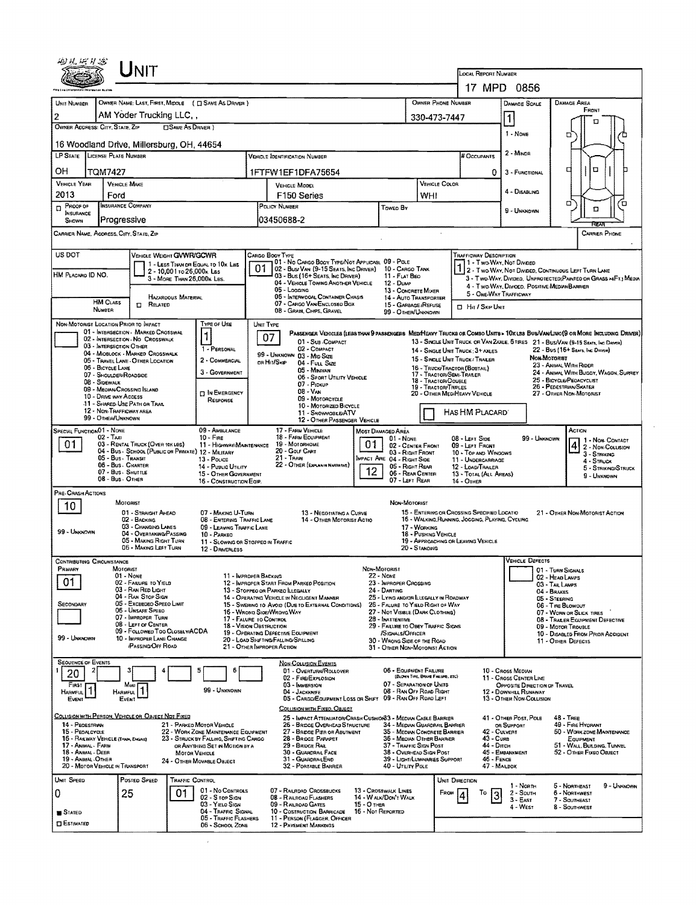# Unit

**Local Report Number:** 17 MPD 0856

| Unit Number | Owner Name: Last, First, Middle ( ☐ Same As Driver ) | Owner Phone Number | Damage Scale | Damage Area |
|---|---|---|---|---|
| 2 | AM Yoder Trucking LLC, , | 330-473-7447 | 1 | Front |

**Owner Address: City, State, Zip** ☐ Same As Driver )

16 Woodland Drive, Millersburg, OH, 44654

Damage Scale: 1 - None; 2 - Minor; 3 - Functional; 4 - Disabling; 9 - Unknown

| LP State | License Plate Number | Vehicle Identification Number | # Occupants |
|---|---|---|---|
| OH | TQM7427 | 1FTFW1EF1DFA75654 | 0 |

| Vehicle Year | Vehicle Make | Vehicle Model | Vehicle Color |
|---|---|---|---|
| 2013 | Ford | F150 Series | WHI |

| Proof of Insurance Shown | Insurance Company | Policy Number | Towed By |
|---|---|---|---|
| ☐ | Progressive | 03450688-2 | |

Carrier Name, Address, City, State, Zip | Carrier Phone

US DOT

HM Placard ID No.

HM Class Number ☐ Related — Hazardous Material

**Vehicle Weight GVWR/GCWR:** 1 - Less Than or Equal to 10k Lbs; 2 - 10,001 to 26,000k Lbs; 3 - More Than 26,000k Lbs.

**Cargo Body Type:** 01
01 - No Cargo Body Type/Not Applicabl; 02 - Bus/Van (9-15 Seats, Inc Driver); 03 - Bus (16+ Seats, Inc Driver); 04 - Vehicle Towing Another Vehicle; 05 - Logging; 06 - Intermodal Container Chasis; 07 - Cargo Van/Enclosed Box; 08 - Grain, Chips, Gravel; 09 - Pole; 10 - Cargo Tank; 11 - Flat Bed; 12 - Dump; 13 - Concrete Mixer; 14 - Auto Transporter; 15 - Garbage/Refuse; 99 - Other/Unknown

**Trafficway Description:** 1
1 - Two-Way, Not Divided; 2 - Two-Way, Not Divided, Continuous Left Turn Lane; 3 - Two-Way, Divided, Unprotected(Painted or Grass >4Ft.) Media; 4 - Two-Way, Divided, Positive Median Barrier; 5 - One-Way Trafficway

☐ Hit / Skip Unit

**Non-Motorist Location Prior to Impact:**
01 - Intersection - Marked Crosswalk; 02 - Intersection - No Crosswalk; 03 - Intersection Other; 04 - Midblock - Marked Crosswalk; 05 - Travel Lane - Other Location; 06 - Bicycle Lane; 07 - Shoulder/Roadside; 08 - Sidewalk; 09 - Median/Crossing Island; 10 - Drive way Access; 11 - Shared-Use Path or Trail; 12 - Non-Trafficway Area; 99 - Other/Unknown

**Type of Use:** 1
1 - Personal; 2 - Commercial; 3 - Government; ☐ In Emergency Response

**Unit Type:** 07
Passenger Vehicles (less than 9 passengers): 01 - Sub Compact; 02 - Compact; 99 - Unknown 03 - Mid Size or Hit/Skip; 04 - Full Size; 05 - Minivan; 06 - Sport Utility Vehicle; 07 - Pickup; 08 - Van; 09 - Motorcycle; 10 - Motorized Bicycle; 11 - Snowmobile/ATV; 12 - Other Passenger Vehicle

Med/Heavy Trucks or Combo Units > 10k lbs Bus/Van/Limo(9 or More Including Driver): 13 - Single Unit Truck or Van 2axle, 6 Tires; 21 - Bus/Van (9-15 Seats, Inc Driver); 14 - Single Unit Truck; 3+ Axles; 22 - Bus (16+ Seats, Inc Driver); 15 - Single Unit Truck / Trailer; 16 - Truck/Tractor (Bobtail); 17 - Tractor/Semi-Trailer; 18 - Tractor/Double; 19 - Tractor/Triples; 20 - Other Med/Heavy Vehicle

Non-Motorist: 23 - Animal With Rider; 24 - Animal With Buggy, Wagon, Surrey; 25 - Bicycle/Pedacyclist; 26 - Pedestrian/Skater; 27 - Other Non-Motorist

☐ Has HM Placard

**Special Function:** 01
01 - None; 02 - Taxi; 03 - Rental Truck (Over 10k lbs); 04 - Bus - School (Public or Private); 05 - Bus - Transit; 06 - Bus - Charter; 07 - Bus - Shuttle; 08 - Bus - Other; 09 - Ambulance; 10 - Fire; 11 - Highway/Maintenance; 12 - Military; 13 - Police; 14 - Public Utility; 15 - Other Government; 16 - Construction Eqip.; 17 - Farm Vehicle; 18 - Farm Equipment; 19 - Motorhome; 20 - Golf Cart; 21 - Train; 22 - Other (Explain in Narrative)

**Most Damaged Area:** 01; **Impact Are:** 12
01 - None; 02 - Center Front; 03 - Right Front; 04 - Right Side; 05 - Right Rear; 06 - Rear Center; 07 - Left Rear; 08 - Left Side; 09 - Left Front; 10 - Top and Windows; 11 - Undercarriage; 12 - Load/Trailer; 13 - Total (All Areas); 14 - Other; 99 - Unknown

**Action:** 4
1 - Non-Contact; 2 - Non-Collision; 3 - Striking; 4 - Struck; 5 - Striking/Struck; 9 - Unknown

**Pre-Crash Actions:** 10
Motorist: 01 - Straight Ahead; 02 - Backing; 03 - Changing Lanes; 04 - Overtaking/Passing; 05 - Making Right Turn; 06 - Making Left Turn; 07 - Making U-Turn; 08 - Entering Traffic Lane; 09 - Leaving Traffic Lane; 10 - Parked; 11 - Slowing or Stopped in Traffic; 12 - Driverless; 13 - Negotiating a Curve; 14 - Other Motorist Actio; 99 - Unknown

Non-Motorist: 15 - Entering or Crossing Specified Locatio; 16 - Walking, Running, Jogging, Playing, Cycling; 17 - Working; 18 - Pushing Vehicle; 19 - Approaching or Leaving Vehicle; 20 - Standing; 21 - Other Non-Motorist Action

**Contributing Circumstance — Primary:** 01; **Secondary:** (blank)
Motorist: 01 - None; 02 - Failure to Yield; 03 - Ran Red Light; 04 - Ran Stop Sign; 05 - Exceeded Speed Limit; 06 - Unsafe Speed; 07 - Improper Turn; 08 - Left of Center; 09 - Followed Too Closely/ACDA; 10 - Improper Lane Change /Passing/Off Road; 11 - Improper Backing; 12 - Improper Start From Parked Position; 13 - Stopped or Parked Illegally; 14 - Operating Vehicle in Negligent Manner; 15 - Swering to Avoid (Due to External Conditions); 16 - Wrong Side/Wrong Way; 17 - Failure to Control; 18 - Vision Obstruction; 19 - Operating Defective Equipment; 20 - Load Shifting/Falling/Spilling; 21 - Other Improper Action; 99 - Unknown

Non-Motorist: 22 - None; 23 - Improper Crossing; 24 - Darting; 25 - Lying and/or Illegally in Roadway; 26 - Failure to Yield Right of Way; 27 - Not Visible (Dark Clothing); 28 - Inattentive; 29 - Failure to Obey Traffic Signs /Signals/Officer; 30 - Wrong Side of the Road; 31 - Other Non-Motorist Action

**Vehicle Defects:** 01 - Turn Signals; 02 - Head Lamps; 03 - Tail Lamps; 04 - Brakes; 05 - Steering; 06 - Tire Blowout; 07 - Worn or Slick Tires; 08 - Trailer Equipment Defective; 09 - Motor Trouble; 10 - Disabled From Prior Accident; 11 - Other Defects

**Sequence of Events:** 1: 20; 2: ; 3: ; 4: ; 5: ; 6:
First Harmful Event: 1; Most Harmful Event: 1; 99 - Unknown

Non-Collision Events: 01 - Overturn/Rollover; 02 - Fire/Explosion; 03 - Immersion; 04 - Jackknife; 05 - Cargo/Equipment Loss or Shift; 06 - Equipment Failure (Blown Tire, Brake Failure, etc); 07 - Separation of Units; 08 - Ran Off Road Right; 09 - Ran Off Road Left; 10 - Cross Median; 11 - Cross Center Line Opposite Direction of Travel; 12 - Downhill Runaway; 13 - Other Non-Collision

Collision with Person, Vehicle or Object Not Fixed: 14 - Pedestrian; 15 - Pedalcycle; 16 - Railway Vehicle (Train, Engine); 17 - Animal - Farm; 18 - Animal - Deer; 19 - Animal - Other; 20 - Motor Vehicle in Transport; 21 - Parked Motor Vehicle; 22 - Work Zone Maintenance Equipment; 23 - Struck by Falling, Shifting Cargo or Anything Set in Motion by a Motor Vehicle; 24 - Other Movable Object

Collision with Fixed, Object: 25 - Impact Attenuator/Crash Cushion; 26 - Bridge Overhead Structure; 27 - Bridge Pier or Abutment; 28 - Bridge Parapet; 29 - Bridge Rail; 30 - Guardrail Face; 31 - Guardrail End; 32 - Portable Barrier; 33 - Median Cable Barrier; 34 - Median Guardrail Barrier; 35 - Median Concrete Barrier; 36 - Median Other Barrier; 37 - Traffic Sign Post; 38 - Overhead Sign Post; 39 - Light/Luminaries Support; 40 - Utility Pole; 41 - Other Post, Pole or Support; 42 - Culvert; 43 - Curb; 44 - Ditch; 45 - Embankment; 46 - Fence; 47 - Mailbox; 48 - Tree; 49 - Fire Hydrant; 50 - Work Zone Maintenance Equipment; 51 - Wall, Building, Tunnel; 52 - Other Fixed Object

| Unit Speed | Posted Speed | Traffic Control | Unit Direction |
|---|---|---|---|
| 0 | 25 | 01 | From 4 To 3 |

■ Stated ☐ Estimated

Traffic Control: 01 - No Controls; 02 - Stop Sign; 03 - Yield Sign; 04 - Traffic Signal; 05 - Traffic Flashers; 06 - School Zone; 07 - Railroad Crossbucks; 08 - Railroad Flashers; 09 - Railroad Gates; 10 - Costruction Barricade; 11 - Person (Flagger, Officer; 12 - Pavement Markings; 13 - Crosswalk Lines; 14 - Walk/Don't Walk; 15 - Other; 16 - Not Reported

Unit Direction: 1 - North; 2 - South; 3 - East; 4 - West; 5 - Northeast; 6 - Northwest; 7 - Southeast; 8 - Southwest; 9 - Unknown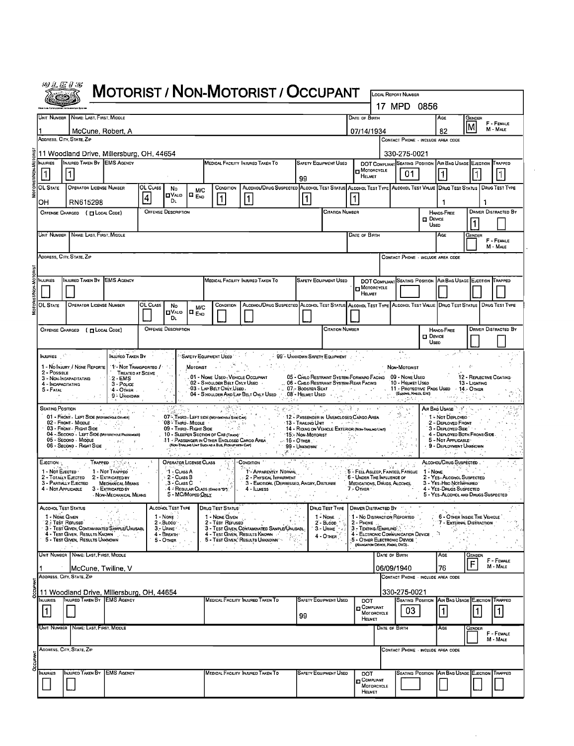# MOTORIST / NON-MOTORIST / OCCUPANT

OLEIS

LOCAL REPORT NUMBER: 17 MPD 0856

## MOTORIST/NON-MOTORIST

| UNIT NUMBER | NAME: LAST, FIRST, MIDDLE | DATE OF BIRTH | AGE | GENDER |
|---|---|---|---|---|
| 1 | McCune, Robert, A | 07/14/1934 | 82 | M |

| ADDRESS, CITY, STATE, ZIP | CONTACT PHONE - INCLUDE AREA CODE |
|---|---|
| 11 Woodland Drive, Millersburg, OH, 44654 | 330-275-0021 |

| INJURIES | INJURED TAKEN BY | EMS AGENCY | MEDICAL FACILITY INJURED TAKEN TO | SAFETY EQUIPMENT USED | DOT COMPLIANT MOTORCYCLE HELMET | SEATING POSITION | AIR BAG USAGE | EJECTION | TRAPPED |
|---|---|---|---|---|---|---|---|---|---|
| 1 | 1 | | | 99 | | 01 | 1 | 1 | 1 |

| OL STATE | OPERATOR LICENSE NUMBER | OL CLASS | NO VALID DL | M/C END | CONDITION | ALCOHOL/DRUG SUSPECTED | ALCOHOL TEST STATUS | ALCOHOL TEST TYPE | ALCOHOL TEST VALUE | DRUG TEST STATUS | DRUG TEST TYPE |
|---|---|---|---|---|---|---|---|---|---|---|---|
| OH | RN615298 | 4 | | | 1 | 1 | 1 | 1 | | 1 | 1 |

| OFFENSE CHARGED ( LOCAL CODE) | OFFENSE DESCRIPTION | CITATION NUMBER | HANDS-FREE DEVICE USED | DRIVER DISTRACTED BY |
|---|---|---|---|---|
| | | | | 1 |

## MOTORIST/NON-MOTORIST

| UNIT NUMBER | NAME: LAST, FIRST, MIDDLE | DATE OF BIRTH | AGE | GENDER |
|---|---|---|---|---|
| | | | | |

| ADDRESS, CITY, STATE, ZIP | CONTACT PHONE - INCLUDE AREA CODE |
|---|---|
| | |

| INJURIES | INJURED TAKEN BY | EMS AGENCY | MEDICAL FACILITY INJURED TAKEN TO | SAFETY EQUIPMENT USED | DOT COMPLIANT MOTORCYCLE HELMET | SEATING POSITION | AIR BAG USAGE | EJECTION | TRAPPED |
|---|---|---|---|---|---|---|---|---|---|
| | | | | | | | | | |

| OL STATE | OPERATOR LICENSE NUMBER | OL CLASS | NO VALID DL | M/C END | CONDITION | ALCOHOL/DRUG SUSPECTED | ALCOHOL TEST STATUS | ALCOHOL TEST TYPE | ALCOHOL TEST VALUE | DRUG TEST STATUS | DRUG TEST TYPE |
|---|---|---|---|---|---|---|---|---|---|---|---|
| | | | | | | | | | | | |

| OFFENSE CHARGED ( LOCAL CODE) | OFFENSE DESCRIPTION | CITATION NUMBER | HANDS-FREE DEVICE USED | DRIVER DISTRACTED BY |
|---|---|---|---|---|
| | | | | |

## Codes

**INJURIES:** 1 - No Injury / None Reported; 2 - Possible; 3 - Non-Incapacitating; 4 - Incapacitating; 5 - Fatal

**INJURED TAKEN BY:** 1 - Not Transported / Treated at Scene; 2 - EMS; 3 - Police; 4 - Other; 9 - Unknown

**SAFETY EQUIPMENT USED:** 99 - Unknown Safety Equipment

Motorist: 01 - None Used - Vehicle Occupant; 02 - Shoulder Belt Only Used; 03 - Lap Belt Only Used; 04 - Shoulder And Lap Belt Only Used; 05 - Child Restraint System-Forward Facing; 06 - Child Restraint System-Rear Facing; 07 - Booster Seat; 08 - Helmet Used

Non-Motorist: 09 - None Used; 10 - Helmet Used; 11 - Protective Pads Used (Elbows, Knees, Etc); 12 - Reflective Coating; 13 - Lighting; 14 - Other

**SEATING POSITION:** 01 - Front - Left Side (Motorcycle Driver); 02 - Front - Middle; 03 - Front - Right Side; 04 - Second - Left Side (Motorcycle Passenger); 05 - Second - Middle; 06 - Second - Right Side; 07 - Third - Left Side (Motorcycle Side Car); 08 - Third - Middle; 09 - Third - Right Side; 10 - Sleeper Section of Cab (Truck); 11 - Passenger in Other Enclosed Cargo Area (Non-Trailing Unit Such as a Bus, Pick-up with Cap); 12 - Passenger in Unenclosed Cargo Area; 13 - Trailing Unit; 14 - Riding on Vehicle Exterior (Non-Trailing Unit); 15 - Non-Motorist; 16 - Other; 99 - Unknown

**AIR BAG USAGE:** 1 - Not Deployed; 2 - Deployed Front; 3 - Deployed Side; 4 - Deployed Both Front/Side; 5 - Not Applicable; 9 - Deployment Unknown

**EJECTION:** 1 - Not Ejected; 2 - Totally Ejected; 3 - Partially Ejected; 4 - Not Applicable

**TRAPPED:** 1 - Not Trapped; 2 - Extricated by Mechanical Means; 3 - Extricated by Non-Mechanical Means

**OPERATOR LICENSE CLASS:** 1 - Class A; 2 - Class B; 3 - Class C; 4 - Regular Class (Ohio is "D"); 5 - MC/Moped Only

**CONDITION:** 1 - Apparently Normal; 2 - Physical Impairment; 3 - Emotional (Depressed, Angry, Disturbed); 4 - Illness; 5 - Fell Asleep, Fainted, Fatigue; 6 - Under the Influence of Medications, Drugs, Alcohol; 7 - Other

**ALCOHOL/DRUG SUSPECTED:** 1 - None; 2 - Yes - Alcohol Suspected; 3 - Yes - HBD Not Impaired; 4 - Yes - Drugs Suspected; 5 - Yes - Alcohol and Drugs Suspected

**ALCOHOL TEST STATUS:** 1 - None Given; 2 - Test Refused; 3 - Test Given, Contaminated Sample/Unusable; 4 - Test Given, Results Known; 5 - Test Given, Results Unknown

**ALCOHOL TEST TYPE:** 1 - None; 2 - Blood; 3 - Urine; 4 - Breath; 5 - Other

**DRUG TEST STATUS:** 1 - None Given; 2 - Test Refused; 3 - Test Given, Contaminated Sample/Unusable; 4 - Test Given, Results Known; 5 - Test Given, Results Unknown

**DRUG TEST TYPE:** 1 - None; 2 - Blood; 3 - Urine; 4 - Other

**DRIVER DISTRACTED BY:** 1 - No Distraction Reported; 2 - Phone; 3 - Texting/Emailing; 4 - Electronic Communication Device; 5 - Other Electronic Device (Navigation Device, Radio, DVD); 6 - Other Inside the Vehicle; 7 - External Distraction

## OCCUPANT

| UNIT NUMBER | NAME: LAST, FIRST, MIDDLE | DATE OF BIRTH | AGE | GENDER |
|---|---|---|---|---|
| 1 | McCune, Twiline, V | 06/09/1940 | 76 | F |

| ADDRESS, CITY, STATE, ZIP | CONTACT PHONE - INCLUDE AREA CODE |
|---|---|
| 11 Woodland Drive, Millersburg, OH, 44654 | 330-275-0021 |

| INJURIES | INJURED TAKEN BY | EMS AGENCY | MEDICAL FACILITY INJURED TAKEN TO | SAFETY EQUIPMENT USED | DOT COMPLIANT MOTORCYCLE HELMET | SEATING POSITION | AIR BAG USAGE | EJECTION | TRAPPED |
|---|---|---|---|---|---|---|---|---|---|
| 1 | | | | 99 | | 03 | 1 | 1 | 1 |

## OCCUPANT

| UNIT NUMBER | NAME: LAST, FIRST, MIDDLE | DATE OF BIRTH | AGE | GENDER |
|---|---|---|---|---|
| | | | | |

| ADDRESS, CITY, STATE, ZIP | CONTACT PHONE - INCLUDE AREA CODE |
|---|---|
| | |

| INJURIES | INJURED TAKEN BY | EMS AGENCY | MEDICAL FACILITY INJURED TAKEN TO | SAFETY EQUIPMENT USED | DOT COMPLIANT MOTORCYCLE HELMET | SEATING POSITION | AIR BAG USAGE | EJECTION | TRAPPED |
|---|---|---|---|---|---|---|---|---|---|
| | | | | | | | | | |